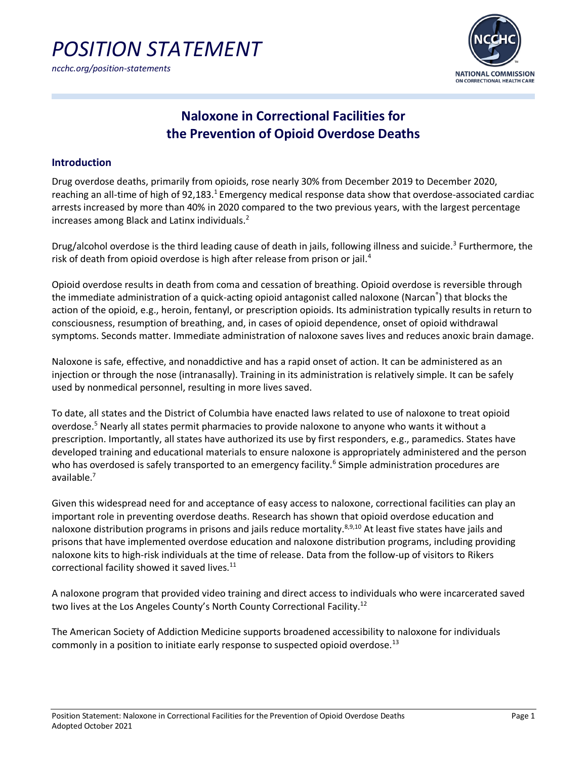# POSITION STATEMENT

*ncchc.org/position-statements*

## Naloxone in Correctional Facilities for the Prevention of Opioid Overdose Deaths

### Introduction

Drug overdose deaths, primarily from opioids, rose nearly 30% from December 2019 to December 2020, reaching an all-time of high of 92,183.[1] Emergency medical response data show that overdose-associated cardiac arrests increased by more than 40% in 2020 compared to the two previous years, with the largest percentage increases among Black and Latinx individuals.[2]

Drug/alcohol overdose is the third leading cause of death in jails, following illness and suicide.[3] Furthermore, the risk of death from opioid overdose is high after release from prison or jail.[4]

Opioid overdose results in death from coma and cessation of breathing. Opioid overdose is reversible through the immediate administration of a quick-acting opioid antagonist called naloxone (Narcan®) that blocks the action of the opioid, e.g., heroin, fentanyl, or prescription opioids. Its administration typically results in return to consciousness, resumption of breathing, and, in cases of opioid dependence, onset of opioid withdrawal symptoms. Seconds matter. Immediate administration of naloxone saves lives and reduces anoxic brain damage.

Naloxone is safe, effective, and nonaddictive and has a rapid onset of action. It can be administered as an injection or through the nose (intranasally). Training in its administration is relatively simple. It can be safely used by nonmedical personnel, resulting in more lives saved.

To date, all states and the District of Columbia have enacted laws related to use of naloxone to treat opioid overdose.[5] Nearly all states permit pharmacies to provide naloxone to anyone who wants it without a prescription. Importantly, all states have authorized its use by first responders, e.g., paramedics. States have developed training and educational materials to ensure naloxone is appropriately administered and the person who has overdosed is safely transported to an emergency facility.[6] Simple administration procedures are available.[7]

Given this widespread need for and acceptance of easy access to naloxone, correctional facilities can play an important role in preventing overdose deaths. Research has shown that opioid overdose education and naloxone distribution programs in prisons and jails reduce mortality.[8,9,10] At least five states have jails and prisons that have implemented overdose education and naloxone distribution programs, including providing naloxone kits to high-risk individuals at the time of release. Data from the follow-up of visitors to Rikers correctional facility showed it saved lives.[11]

A naloxone program that provided video training and direct access to individuals who were incarcerated saved two lives at the Los Angeles County's North County Correctional Facility.[12]

The American Society of Addiction Medicine supports broadened accessibility to naloxone for individuals commonly in a position to initiate early response to suspected opioid overdose.[13]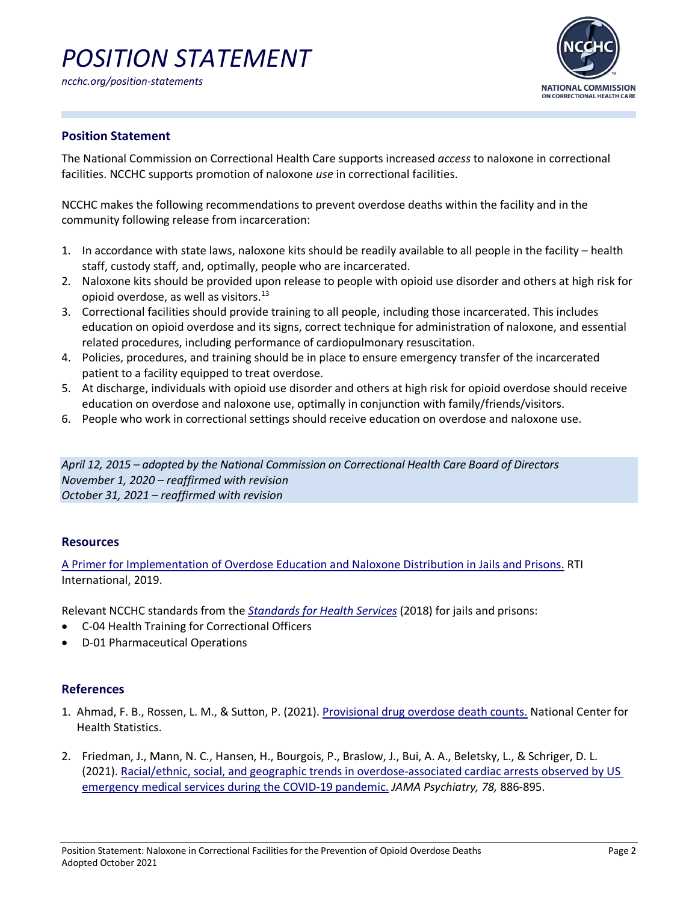# POSITION STATEMENT

*ncchc.org/position-statements*

## Position Statement

The National Commission on Correctional Health Care supports increased *access* to naloxone in correctional facilities. NCCHC supports promotion of naloxone *use* in correctional facilities.

NCCHC makes the following recommendations to prevent overdose deaths within the facility and in the community following release from incarceration:

1. In accordance with state laws, naloxone kits should be readily available to all people in the facility – health staff, custody staff, and, optimally, people who are incarcerated.
2. Naloxone kits should be provided upon release to people with opioid use disorder and others at high risk for opioid overdose, as well as visitors.[13]
3. Correctional facilities should provide training to all people, including those incarcerated. This includes education on opioid overdose and its signs, correct technique for administration of naloxone, and essential related procedures, including performance of cardiopulmonary resuscitation.
4. Policies, procedures, and training should be in place to ensure emergency transfer of the incarcerated patient to a facility equipped to treat overdose.
5. At discharge, individuals with opioid use disorder and others at high risk for opioid overdose should receive education on overdose and naloxone use, optimally in conjunction with family/friends/visitors.
6. People who work in correctional settings should receive education on overdose and naloxone use.

*April 12, 2015 – adopted by the National Commission on Correctional Health Care Board of Directors*
*November 1, 2020 – reaffirmed with revision*
*October 31, 2021 – reaffirmed with revision*

## Resources

A Primer for Implementation of Overdose Education and Naloxone Distribution in Jails and Prisons. RTI International, 2019.

Relevant NCCHC standards from the ***Standards for Health Services*** (2018) for jails and prisons:

- C-04 Health Training for Correctional Officers
- D-01 Pharmaceutical Operations

## References

1. Ahmad, F. B., Rossen, L. M., & Sutton, P. (2021). Provisional drug overdose death counts. National Center for Health Statistics.
2. Friedman, J., Mann, N. C., Hansen, H., Bourgois, P., Braslow, J., Bui, A. A., Beletsky, L., & Schriger, D. L. (2021). Racial/ethnic, social, and geographic trends in overdose-associated cardiac arrests observed by US emergency medical services during the COVID-19 pandemic. *JAMA Psychiatry, 78,* 886-895.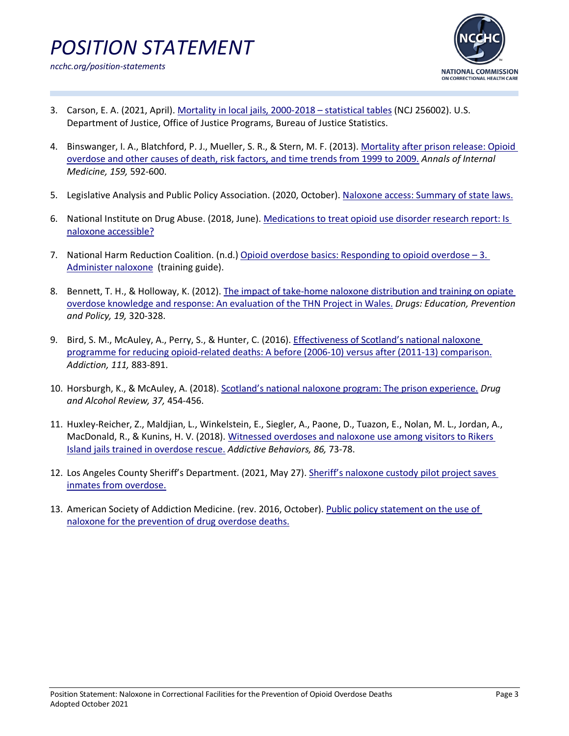3. Carson, E. A. (2021, April). Mortality in local jails, 2000-2018 – statistical tables (NCJ 256002). U.S. Department of Justice, Office of Justice Programs, Bureau of Justice Statistics.

4. Binswanger, I. A., Blatchford, P. J., Mueller, S. R., & Stern, M. F. (2013). Mortality after prison release: Opioid overdose and other causes of death, risk factors, and time trends from 1999 to 2009. *Annals of Internal Medicine, 159,* 592-600.

5. Legislative Analysis and Public Policy Association. (2020, October). Naloxone access: Summary of state laws.

6. National Institute on Drug Abuse. (2018, June). Medications to treat opioid use disorder research report: Is naloxone accessible?

7. National Harm Reduction Coalition. (n.d.) Opioid overdose basics: Responding to opioid overdose – 3. Administer naloxone (training guide).

8. Bennett, T. H., & Holloway, K. (2012). The impact of take-home naloxone distribution and training on opiate overdose knowledge and response: An evaluation of the THN Project in Wales. *Drugs: Education, Prevention and Policy, 19,* 320-328.

9. Bird, S. M., McAuley, A., Perry, S., & Hunter, C. (2016). Effectiveness of Scotland's national naloxone programme for reducing opioid-related deaths: A before (2006-10) versus after (2011-13) comparison. *Addiction, 111,* 883-891.

10. Horsburgh, K., & McAuley, A. (2018). Scotland's national naloxone program: The prison experience. *Drug and Alcohol Review, 37,* 454-456.

11. Huxley-Reicher, Z., Maldjian, L., Winkelstein, E., Siegler, A., Paone, D., Tuazon, E., Nolan, M. L., Jordan, A., MacDonald, R., & Kunins, H. V. (2018). Witnessed overdoses and naloxone use among visitors to Rikers Island jails trained in overdose rescue. *Addictive Behaviors, 86,* 73-78.

12. Los Angeles County Sheriff's Department. (2021, May 27). Sheriff's naloxone custody pilot project saves inmates from overdose.

13. American Society of Addiction Medicine. (rev. 2016, October). Public policy statement on the use of naloxone for the prevention of drug overdose deaths.